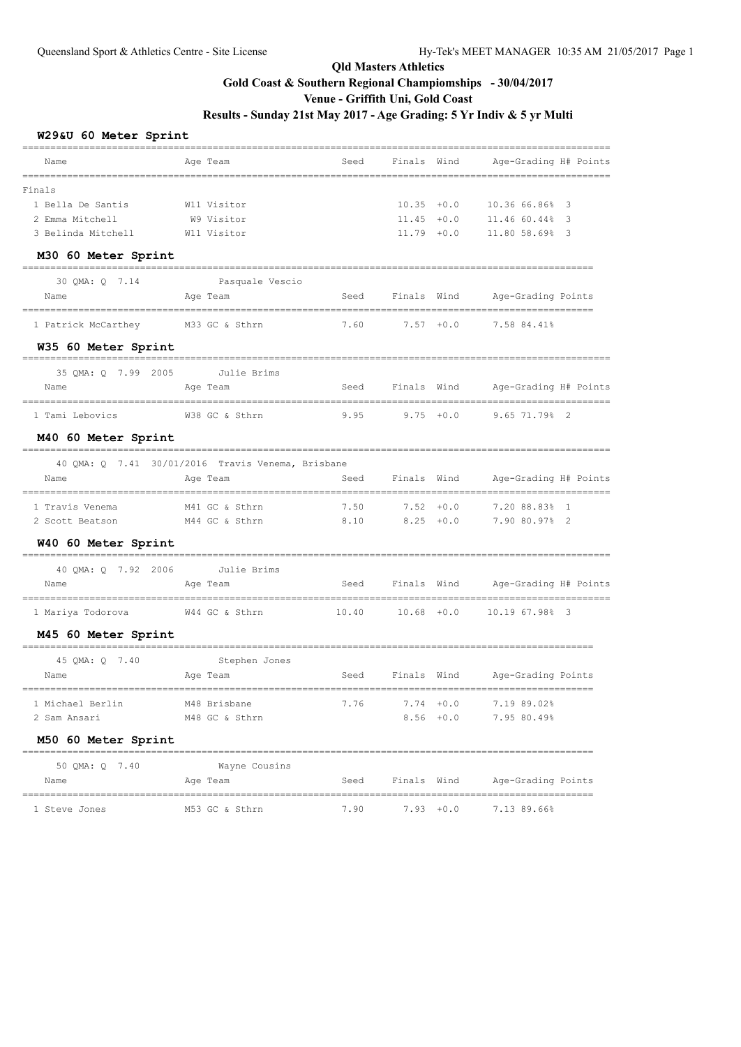# Qld Masters Athletics

## Gold Coast & Southern Regional Champiomships - 30/04/2017

## Venue - Griffith Uni, Gold Coast

## Results - Sunday 21st May 2017 - Age Grading: 5 Yr Indiv & 5 yr Multi

### W29&U 60 Meter Sprint

Finals

| Name | Age | Team | Seed | Finals | Wind | Age-Grading | H# | Points |
|---|---|---|---|---|---|---|---|---|
| 1 Bella De Santis | W11 | Visitor | | 10.35 | +0.0 | 10.36 66.86% | 3 | |
| 2 Emma Mitchell | W9 | Visitor | | 11.45 | +0.0 | 11.46 60.44% | 3 | |
| 3 Belinda Mitchell | W11 | Visitor | | 11.79 | +0.0 | 11.80 58.69% | 3 | |

### M30 60 Meter Sprint

30 QMA: Q 7.14 Pasquale Vescio

| Name | Age | Team | Seed | Finals | Wind | Age-Grading | Points |
|---|---|---|---|---|---|---|---|
| 1 Patrick McCarthey | M33 | GC & Sthrn | 7.60 | 7.57 | +0.0 | 7.58 84.41% | |

### W35 60 Meter Sprint

35 QMA: Q 7.99 2005 Julie Brims

| Name | Age | Team | Seed | Finals | Wind | Age-Grading | H# | Points |
|---|---|---|---|---|---|---|---|---|
| 1 Tami Lebovics | W38 | GC & Sthrn | 9.95 | 9.75 | +0.0 | 9.65 71.79% | 2 | |

### M40 60 Meter Sprint

40 QMA: Q 7.41 30/01/2016 Travis Venema, Brisbane

| Name | Age | Team | Seed | Finals | Wind | Age-Grading | H# | Points |
|---|---|---|---|---|---|---|---|---|
| 1 Travis Venema | M41 | GC & Sthrn | 7.50 | 7.52 | +0.0 | 7.20 88.83% | 1 | |
| 2 Scott Beatson | M44 | GC & Sthrn | 8.10 | 8.25 | +0.0 | 7.90 80.97% | 2 | |

### W40 60 Meter Sprint

40 QMA: Q 7.92 2006 Julie Brims

| Name | Age | Team | Seed | Finals | Wind | Age-Grading | H# | Points |
|---|---|---|---|---|---|---|---|---|
| 1 Mariya Todorova | W44 | GC & Sthrn | 10.40 | 10.68 | +0.0 | 10.19 67.98% | 3 | |

### M45 60 Meter Sprint

45 QMA: Q 7.40 Stephen Jones

| Name | Age | Team | Seed | Finals | Wind | Age-Grading | Points |
|---|---|---|---|---|---|---|---|
| 1 Michael Berlin | M48 | Brisbane | 7.76 | 7.74 | +0.0 | 7.19 89.02% | |
| 2 Sam Ansari | M48 | GC & Sthrn | | 8.56 | +0.0 | 7.95 80.49% | |

### M50 60 Meter Sprint

50 QMA: Q 7.40 Wayne Cousins

| Name | Age | Team | Seed | Finals | Wind | Age-Grading | Points |
|---|---|---|---|---|---|---|---|
| 1 Steve Jones | M53 | GC & Sthrn | 7.90 | 7.93 | +0.0 | 7.13 89.66% | |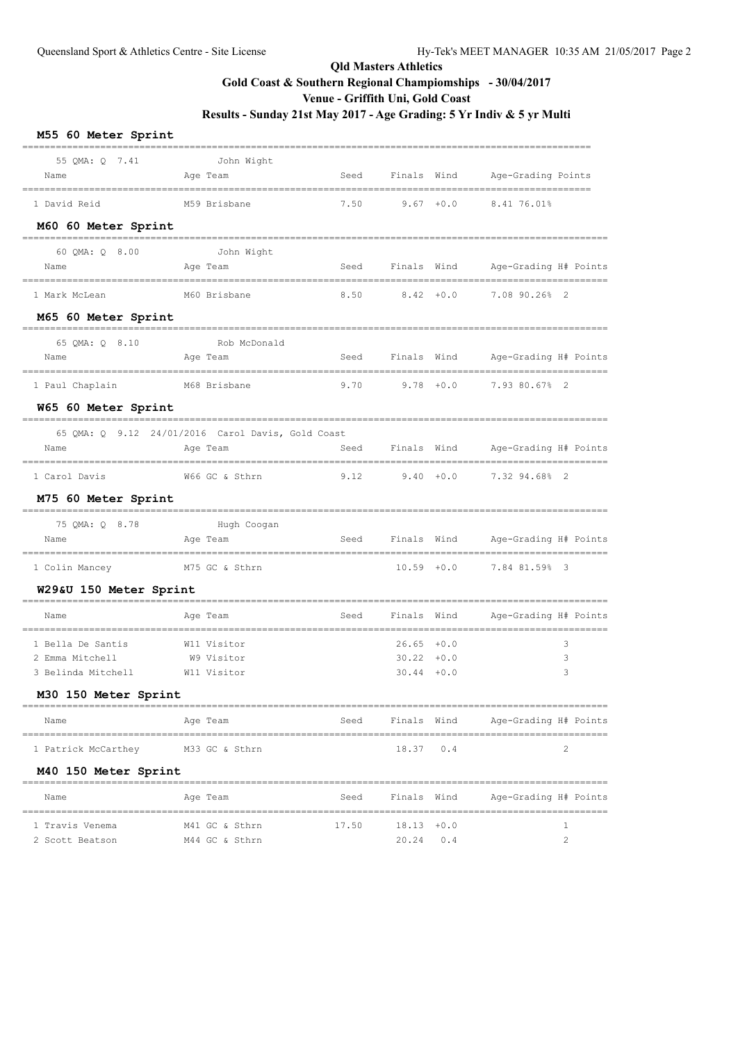# Qld Masters Athletics

## Gold Coast & Southern Regional Champiomships - 30/04/2017

## Venue - Griffith Uni, Gold Coast

## Results - Sunday 21st May 2017 - Age Grading: 5 Yr Indiv & 5 yr Multi

### M55 60 Meter Sprint

55 QMA: Q 7.41 John Wight

| Name | Age | Team | Seed | Finals | Wind | Age-Grading | | Points |
|---|---|---|---|---|---|---|---|---|
| 1 David Reid | M59 | Brisbane | 7.50 | 9.67 | +0.0 | 8.41 | 76.01% | |

### M60 60 Meter Sprint

60 QMA: Q 8.00 John Wight

| Name | Age | Team | Seed | Finals | Wind | Age-Grading | | H# | Points |
|---|---|---|---|---|---|---|---|---|---|
| 1 Mark McLean | M60 | Brisbane | 8.50 | 8.42 | +0.0 | 7.08 | 90.26% | 2 | |

### M65 60 Meter Sprint

65 QMA: Q 8.10 Rob McDonald

| Name | Age | Team | Seed | Finals | Wind | Age-Grading | | H# | Points |
|---|---|---|---|---|---|---|---|---|---|
| 1 Paul Chaplain | M68 | Brisbane | 9.70 | 9.78 | +0.0 | 7.93 | 80.67% | 2 | |

### W65 60 Meter Sprint

65 QMA: Q 9.12 24/01/2016 Carol Davis, Gold Coast

| Name | Age | Team | Seed | Finals | Wind | Age-Grading | | H# | Points |
|---|---|---|---|---|---|---|---|---|---|
| 1 Carol Davis | W66 | GC & Sthrn | 9.12 | 9.40 | +0.0 | 7.32 | 94.68% | 2 | |

### M75 60 Meter Sprint

75 QMA: Q 8.78 Hugh Coogan

| Name | Age | Team | Seed | Finals | Wind | Age-Grading | | H# | Points |
|---|---|---|---|---|---|---|---|---|---|
| 1 Colin Mancey | M75 | GC & Sthrn | | 10.59 | +0.0 | 7.84 | 81.59% | 3 | |

### W29&U 150 Meter Sprint

| Name | Age | Team | Seed | Finals | Wind | Age-Grading | H# | Points |
|---|---|---|---|---|---|---|---|---|
| 1 Bella De Santis | W11 | Visitor | | 26.65 | +0.0 | | 3 | |
| 2 Emma Mitchell | W9 | Visitor | | 30.22 | +0.0 | | 3 | |
| 3 Belinda Mitchell | W11 | Visitor | | 30.44 | +0.0 | | 3 | |

### M30 150 Meter Sprint

| Name | Age | Team | Seed | Finals | Wind | Age-Grading | H# | Points |
|---|---|---|---|---|---|---|---|---|
| 1 Patrick McCarthey | M33 | GC & Sthrn | | 18.37 | 0.4 | | 2 | |

### M40 150 Meter Sprint

| Name | Age | Team | Seed | Finals | Wind | Age-Grading | H# | Points |
|---|---|---|---|---|---|---|---|---|
| 1 Travis Venema | M41 | GC & Sthrn | 17.50 | 18.13 | +0.0 | | 1 | |
| 2 Scott Beatson | M44 | GC & Sthrn | | 20.24 | 0.4 | | 2 | |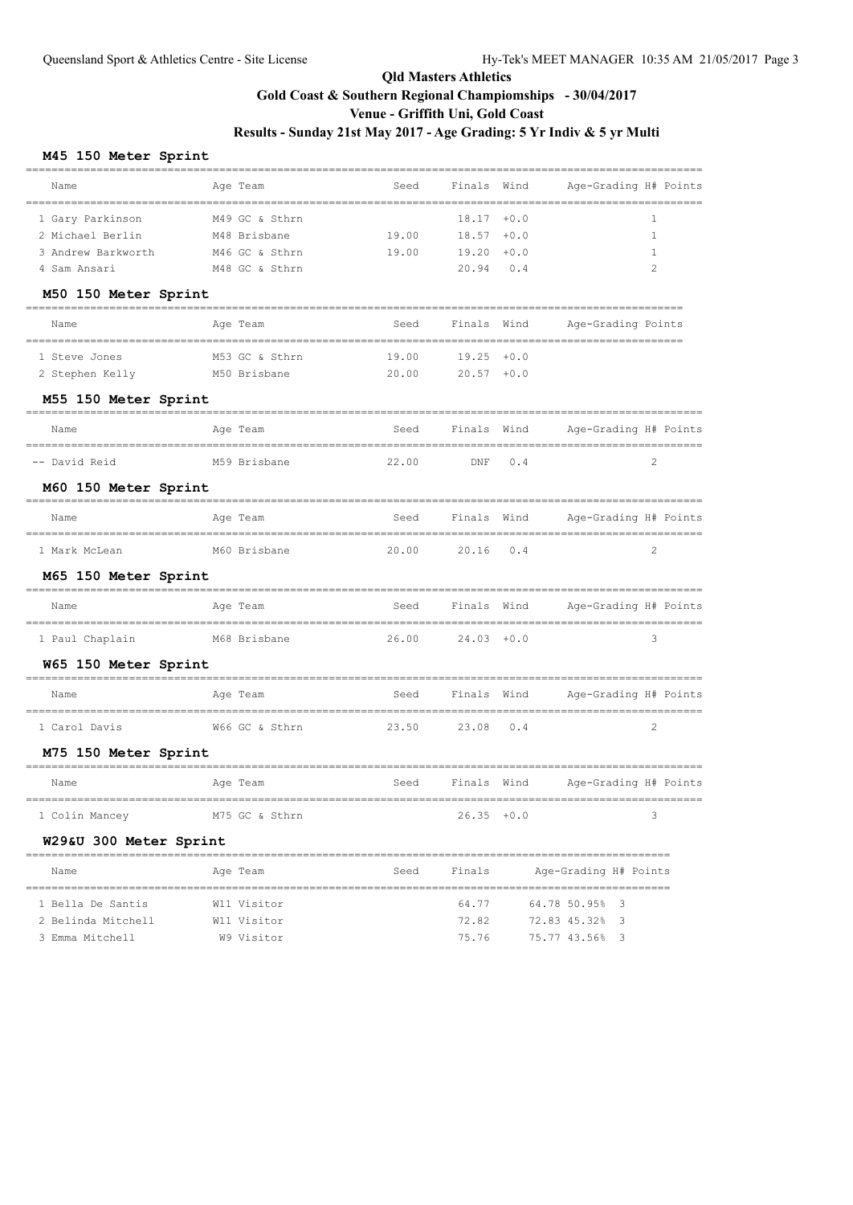# Qld Masters Athletics

## Gold Coast & Southern Regional Champiomships - 30/04/2017

## Venue - Griffith Uni, Gold Coast

## Results - Sunday 21st May 2017 - Age Grading: 5 Yr Indiv & 5 yr Multi

### M45 150 Meter Sprint

| Name | Age | Team | Seed | Finals | Wind | Age-Grading | H# | Points |
|---|---|---|---|---|---|---|---|---|
| 1 Gary Parkinson | M49 | GC & Sthrn | | 18.17 | +0.0 | | 1 | |
| 2 Michael Berlin | M48 | Brisbane | 19.00 | 18.57 | +0.0 | | 1 | |
| 3 Andrew Barkworth | M46 | GC & Sthrn | 19.00 | 19.20 | +0.0 | | 1 | |
| 4 Sam Ansari | M48 | GC & Sthrn | | 20.94 | 0.4 | | 2 | |

### M50 150 Meter Sprint

| Name | Age | Team | Seed | Finals | Wind | Age-Grading | Points |
|---|---|---|---|---|---|---|---|
| 1 Steve Jones | M53 | GC & Sthrn | 19.00 | 19.25 | +0.0 | | |
| 2 Stephen Kelly | M50 | Brisbane | 20.00 | 20.57 | +0.0 | | |

### M55 150 Meter Sprint

| Name | Age | Team | Seed | Finals | Wind | Age-Grading | H# | Points |
|---|---|---|---|---|---|---|---|---|
| -- David Reid | M59 | Brisbane | 22.00 | DNF | 0.4 | | 2 | |

### M60 150 Meter Sprint

| Name | Age | Team | Seed | Finals | Wind | Age-Grading | H# | Points |
|---|---|---|---|---|---|---|---|---|
| 1 Mark McLean | M60 | Brisbane | 20.00 | 20.16 | 0.4 | | 2 | |

### M65 150 Meter Sprint

| Name | Age | Team | Seed | Finals | Wind | Age-Grading | H# | Points |
|---|---|---|---|---|---|---|---|---|
| 1 Paul Chaplain | M68 | Brisbane | 26.00 | 24.03 | +0.0 | | 3 | |

### W65 150 Meter Sprint

| Name | Age | Team | Seed | Finals | Wind | Age-Grading | H# | Points |
|---|---|---|---|---|---|---|---|---|
| 1 Carol Davis | W66 | GC & Sthrn | 23.50 | 23.08 | 0.4 | | 2 | |

### M75 150 Meter Sprint

| Name | Age | Team | Seed | Finals | Wind | Age-Grading | H# | Points |
|---|---|---|---|---|---|---|---|---|
| 1 Colin Mancey | M75 | GC & Sthrn | | 26.35 | +0.0 | | 3 | |

### W29&U 300 Meter Sprint

| Name | Age | Team | Seed | Finals | Age-Grading | | H# | Points |
|---|---|---|---|---|---|---|---|---|
| 1 Bella De Santis | W11 | Visitor | | 64.77 | 64.78 | 50.95% | 3 | |
| 2 Belinda Mitchell | W11 | Visitor | | 72.82 | 72.83 | 45.32% | 3 | |
| 3 Emma Mitchell | W9 | Visitor | | 75.76 | 75.77 | 43.56% | 3 | |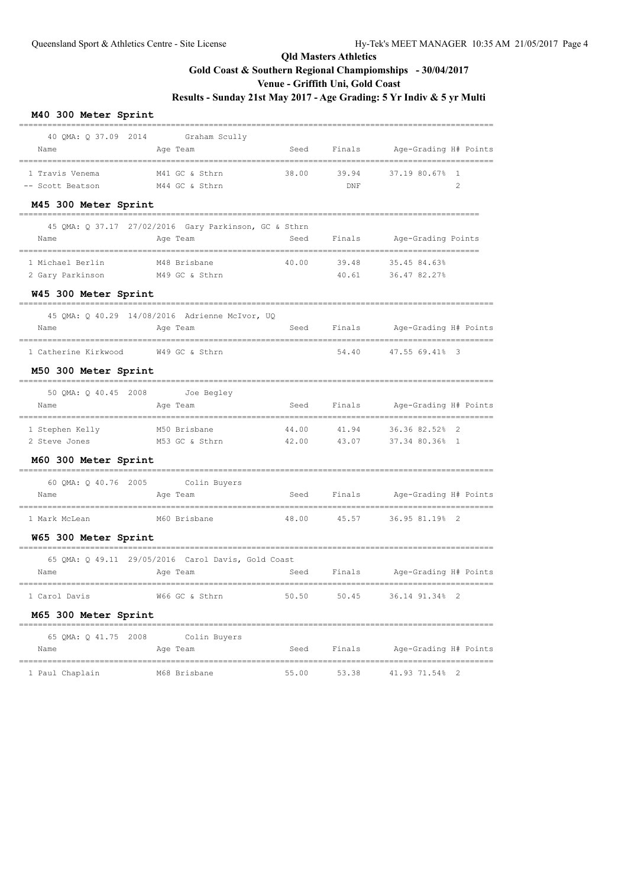**Qld Masters Athletics**

**Gold Coast & Southern Regional Champiomships - 30/04/2017**

**Venue - Griffith Uni, Gold Coast**

**Results - Sunday 21st May 2017 - Age Grading: 5 Yr Indiv & 5 yr Multi**

### M40 300 Meter Sprint

40 QMA: Q 37.09 2014 Graham Scully

| Name | Age | Team | Seed | Finals | Age-Grading | H# | Points |
|---|---|---|---|---|---|---|---|
| 1 Travis Venema | M41 | GC & Sthrn | 38.00 | 39.94 | 37.19 80.67% | 1 | |
| -- Scott Beatson | M44 | GC & Sthrn | | DNF | | 2 | |

### M45 300 Meter Sprint

45 QMA: Q 37.17 27/02/2016 Gary Parkinson, GC & Sthrn

| Name | Age | Team | Seed | Finals | Age-Grading | Points |
|---|---|---|---|---|---|---|
| 1 Michael Berlin | M48 | Brisbane | 40.00 | 39.48 | 35.45 84.63% | |
| 2 Gary Parkinson | M49 | GC & Sthrn | | 40.61 | 36.47 82.27% | |

### W45 300 Meter Sprint

45 QMA: Q 40.29 14/08/2016 Adrienne McIvor, UQ

| Name | Age | Team | Seed | Finals | Age-Grading | H# | Points |
|---|---|---|---|---|---|---|---|
| 1 Catherine Kirkwood | W49 | GC & Sthrn | | 54.40 | 47.55 69.41% | 3 | |

### M50 300 Meter Sprint

50 QMA: Q 40.45 2008 Joe Begley

| Name | Age | Team | Seed | Finals | Age-Grading | H# | Points |
|---|---|---|---|---|---|---|---|
| 1 Stephen Kelly | M50 | Brisbane | 44.00 | 41.94 | 36.36 82.52% | 2 | |
| 2 Steve Jones | M53 | GC & Sthrn | 42.00 | 43.07 | 37.34 80.36% | 1 | |

### M60 300 Meter Sprint

60 QMA: Q 40.76 2005 Colin Buyers

| Name | Age | Team | Seed | Finals | Age-Grading | H# | Points |
|---|---|---|---|---|---|---|---|
| 1 Mark McLean | M60 | Brisbane | 48.00 | 45.57 | 36.95 81.19% | 2 | |

### W65 300 Meter Sprint

65 QMA: Q 49.11 29/05/2016 Carol Davis, Gold Coast

| Name | Age | Team | Seed | Finals | Age-Grading | H# | Points |
|---|---|---|---|---|---|---|---|
| 1 Carol Davis | W66 | GC & Sthrn | 50.50 | 50.45 | 36.14 91.34% | 2 | |

### M65 300 Meter Sprint

65 QMA: Q 41.75 2008 Colin Buyers

| Name | Age | Team | Seed | Finals | Age-Grading | H# | Points |
|---|---|---|---|---|---|---|---|
| 1 Paul Chaplain | M68 | Brisbane | 55.00 | 53.38 | 41.93 71.54% | 2 | |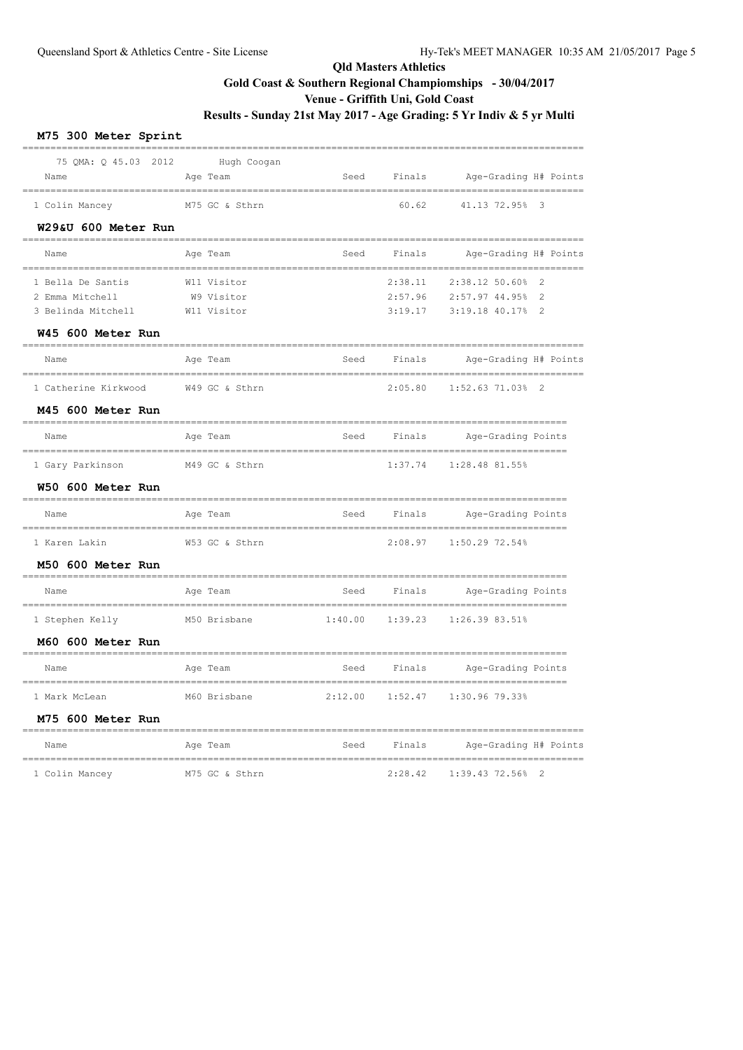**Qld Masters Athletics**

**Gold Coast & Southern Regional Champiomships - 30/04/2017**

**Venue - Griffith Uni, Gold Coast**

**Results - Sunday 21st May 2017 - Age Grading: 5 Yr Indiv & 5 yr Multi**

### M75 300 Meter Sprint

75 QMA: Q 45.03 2012 Hugh Coogan

| Name | Age | Team | Seed | Finals | Age-Grading | H# | Points |
|---|---|---|---|---|---|---|---|
| 1 Colin Mancey | M75 | GC & Sthrn | | 60.62 | 41.13 72.95% | 3 | |

### W29&U 600 Meter Run

| Name | Age | Team | Seed | Finals | Age-Grading | H# | Points |
|---|---|---|---|---|---|---|---|
| 1 Bella De Santis | W11 | Visitor | | 2:38.11 | 2:38.12 50.60% | 2 | |
| 2 Emma Mitchell | W9 | Visitor | | 2:57.96 | 2:57.97 44.95% | 2 | |
| 3 Belinda Mitchell | W11 | Visitor | | 3:19.17 | 3:19.18 40.17% | 2 | |

### W45 600 Meter Run

| Name | Age | Team | Seed | Finals | Age-Grading | H# | Points |
|---|---|---|---|---|---|---|---|
| 1 Catherine Kirkwood | W49 | GC & Sthrn | | 2:05.80 | 1:52.63 71.03% | 2 | |

### M45 600 Meter Run

| Name | Age | Team | Seed | Finals | Age-Grading | Points |
|---|---|---|---|---|---|---|
| 1 Gary Parkinson | M49 | GC & Sthrn | | 1:37.74 | 1:28.48 81.55% | |

### W50 600 Meter Run

| Name | Age | Team | Seed | Finals | Age-Grading | Points |
|---|---|---|---|---|---|---|
| 1 Karen Lakin | W53 | GC & Sthrn | | 2:08.97 | 1:50.29 72.54% | |

### M50 600 Meter Run

| Name | Age | Team | Seed | Finals | Age-Grading | Points |
|---|---|---|---|---|---|---|
| 1 Stephen Kelly | M50 | Brisbane | 1:40.00 | 1:39.23 | 1:26.39 83.51% | |

### M60 600 Meter Run

| Name | Age | Team | Seed | Finals | Age-Grading | Points |
|---|---|---|---|---|---|---|
| 1 Mark McLean | M60 | Brisbane | 2:12.00 | 1:52.47 | 1:30.96 79.33% | |

### M75 600 Meter Run

| Name | Age | Team | Seed | Finals | Age-Grading | H# | Points |
|---|---|---|---|---|---|---|---|
| 1 Colin Mancey | M75 | GC & Sthrn | | 2:28.42 | 1:39.43 72.56% | 2 | |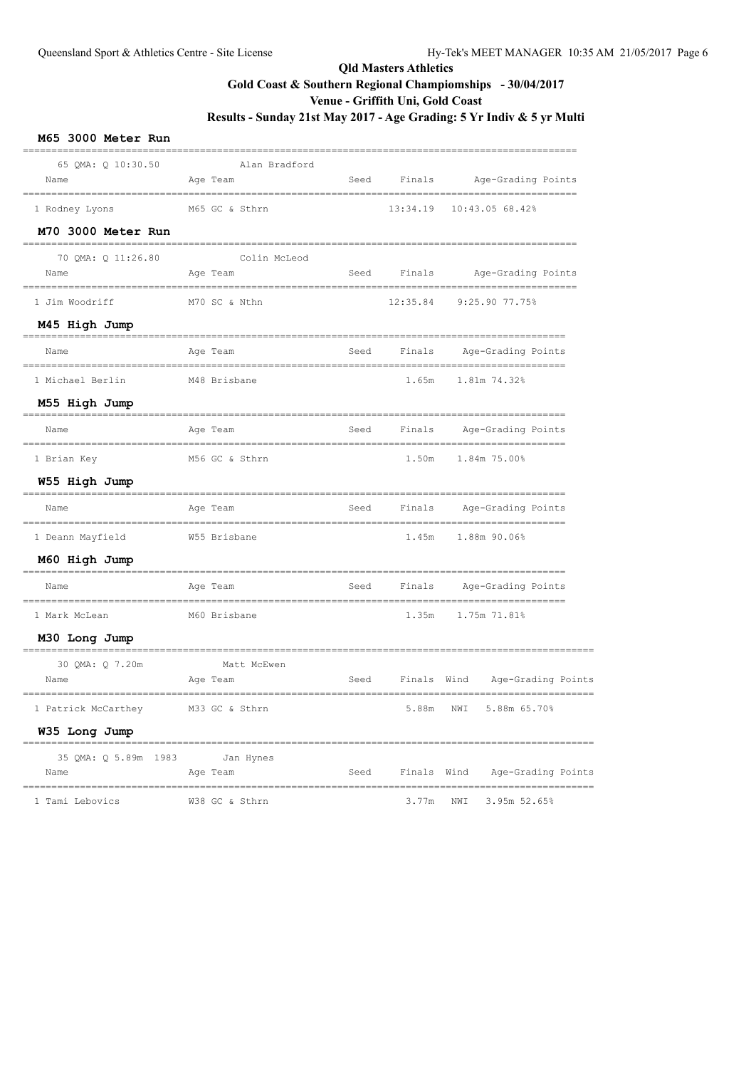**Qld Masters Athletics**

**Gold Coast & Southern Regional Champiomships - 30/04/2017**

**Venue - Griffith Uni, Gold Coast**

**Results - Sunday 21st May 2017 - Age Grading: 5 Yr Indiv & 5 yr Multi**

### M65 3000 Meter Run

65 QMA: Q 10:30.50 Alan Bradford

| Name | Age | Team | Seed | Finals | Age-Grading | Points |
|---|---|---|---|---|---|---|
| 1 Rodney Lyons | M65 | GC & Sthrn | | 13:34.19 | 10:43.05 | 68.42% |

### M70 3000 Meter Run

70 QMA: Q 11:26.80 Colin McLeod

| Name | Age | Team | Seed | Finals | Age-Grading | Points |
|---|---|---|---|---|---|---|
| 1 Jim Woodriff | M70 | SC & Nthn | | 12:35.84 | 9:25.90 | 77.75% |

### M45 High Jump

| Name | Age | Team | Seed | Finals | Age-Grading | Points |
|---|---|---|---|---|---|---|
| 1 Michael Berlin | M48 | Brisbane | | 1.65m | 1.81m | 74.32% |

### M55 High Jump

| Name | Age | Team | Seed | Finals | Age-Grading | Points |
|---|---|---|---|---|---|---|
| 1 Brian Key | M56 | GC & Sthrn | | 1.50m | 1.84m | 75.00% |

### W55 High Jump

| Name | Age | Team | Seed | Finals | Age-Grading | Points |
|---|---|---|---|---|---|---|
| 1 Deann Mayfield | W55 | Brisbane | | 1.45m | 1.88m | 90.06% |

### M60 High Jump

| Name | Age | Team | Seed | Finals | Age-Grading | Points |
|---|---|---|---|---|---|---|
| 1 Mark McLean | M60 | Brisbane | | 1.35m | 1.75m | 71.81% |

### M30 Long Jump

30 QMA: Q 7.20m Matt McEwen

| Name | Age | Team | Seed | Finals | Wind | Age-Grading | Points |
|---|---|---|---|---|---|---|---|
| 1 Patrick McCarthey | M33 | GC & Sthrn | | 5.88m | NWI | 5.88m | 65.70% |

### W35 Long Jump

35 QMA: Q 5.89m 1983 Jan Hynes

| Name | Age | Team | Seed | Finals | Wind | Age-Grading | Points |
|---|---|---|---|---|---|---|---|
| 1 Tami Lebovics | W38 | GC & Sthrn | | 3.77m | NWI | 3.95m | 52.65% |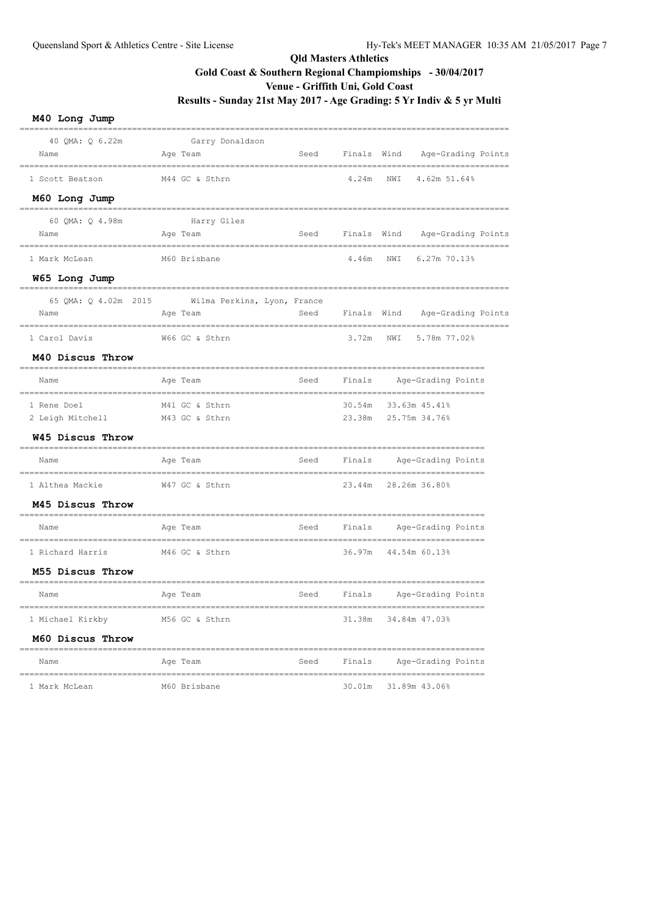**Qld Masters Athletics**

**Gold Coast & Southern Regional Champiomships - 30/04/2017**

**Venue - Griffith Uni, Gold Coast**

**Results - Sunday 21st May 2017 - Age Grading: 5 Yr Indiv & 5 yr Multi**

### M40 Long Jump

40 QMA: Q 6.22m — Garry Donaldson

| Name | Age Team | Seed | Finals | Wind | Age-Grading Points |
|---|---|---|---|---|---|
| 1 Scott Beatson | M44 GC & Sthrn | | 4.24m | NWI | 4.62m 51.64% |

### M60 Long Jump

60 QMA: Q 4.98m — Harry Giles

| Name | Age Team | Seed | Finals | Wind | Age-Grading Points |
|---|---|---|---|---|---|
| 1 Mark McLean | M60 Brisbane | | 4.46m | NWI | 6.27m 70.13% |

### W65 Long Jump

65 QMA: Q 4.02m 2015 — Wilma Perkins, Lyon, France

| Name | Age Team | Seed | Finals | Wind | Age-Grading Points |
|---|---|---|---|---|---|
| 1 Carol Davis | W66 GC & Sthrn | | 3.72m | NWI | 5.78m 77.02% |

### M40 Discus Throw

| Name | Age Team | Seed | Finals | Age-Grading Points |
|---|---|---|---|---|
| 1 Rene Doel | M41 GC & Sthrn | | 30.54m | 33.63m 45.41% |
| 2 Leigh Mitchell | M43 GC & Sthrn | | 23.38m | 25.75m 34.76% |

### W45 Discus Throw

| Name | Age Team | Seed | Finals | Age-Grading Points |
|---|---|---|---|---|
| 1 Althea Mackie | W47 GC & Sthrn | | 23.44m | 28.26m 36.80% |

### M45 Discus Throw

| Name | Age Team | Seed | Finals | Age-Grading Points |
|---|---|---|---|---|
| 1 Richard Harris | M46 GC & Sthrn | | 36.97m | 44.54m 60.13% |

### M55 Discus Throw

| Name | Age Team | Seed | Finals | Age-Grading Points |
|---|---|---|---|---|
| 1 Michael Kirkby | M56 GC & Sthrn | | 31.38m | 34.84m 47.03% |

### M60 Discus Throw

| Name | Age Team | Seed | Finals | Age-Grading Points |
|---|---|---|---|---|
| 1 Mark McLean | M60 Brisbane | | 30.01m | 31.89m 43.06% |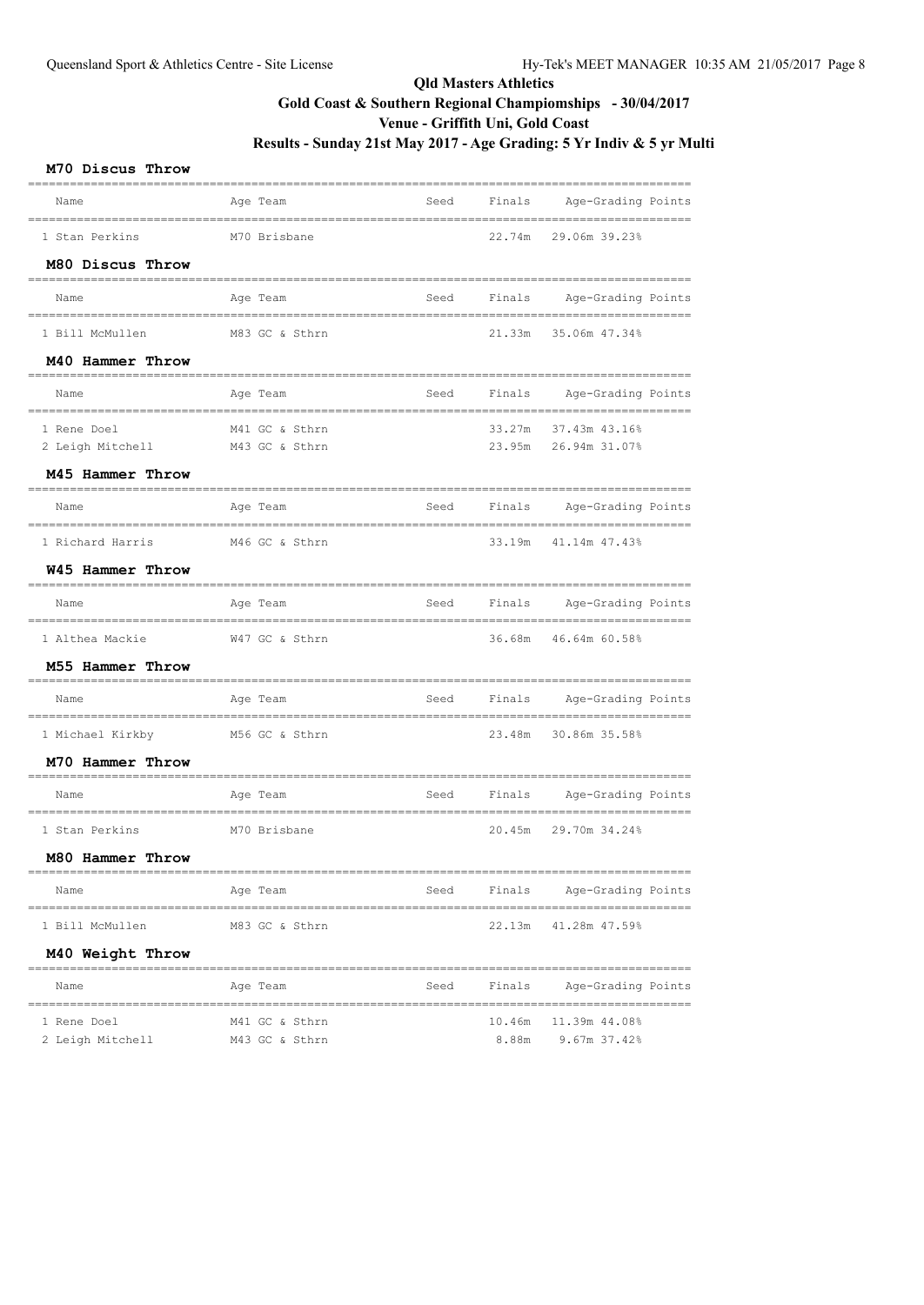# Qld Masters Athletics

## Gold Coast & Southern Regional Champiomships - 30/04/2017

## Venue - Griffith Uni, Gold Coast

## Results - Sunday 21st May 2017 - Age Grading: 5 Yr Indiv & 5 yr Multi

### M70 Discus Throw

| Name | Age Team | Seed | Finals | Age-Grading Points |
|---|---|---|---|---|
| 1 Stan Perkins | M70 Brisbane | | 22.74m | 29.06m 39.23% |

### M80 Discus Throw

| Name | Age Team | Seed | Finals | Age-Grading Points |
|---|---|---|---|---|
| 1 Bill McMullen | M83 GC & Sthrn | | 21.33m | 35.06m 47.34% |

### M40 Hammer Throw

| Name | Age Team | Seed | Finals | Age-Grading Points |
|---|---|---|---|---|
| 1 Rene Doel | M41 GC & Sthrn | | 33.27m | 37.43m 43.16% |
| 2 Leigh Mitchell | M43 GC & Sthrn | | 23.95m | 26.94m 31.07% |

### M45 Hammer Throw

| Name | Age Team | Seed | Finals | Age-Grading Points |
|---|---|---|---|---|
| 1 Richard Harris | M46 GC & Sthrn | | 33.19m | 41.14m 47.43% |

### W45 Hammer Throw

| Name | Age Team | Seed | Finals | Age-Grading Points |
|---|---|---|---|---|
| 1 Althea Mackie | W47 GC & Sthrn | | 36.68m | 46.64m 60.58% |

### M55 Hammer Throw

| Name | Age Team | Seed | Finals | Age-Grading Points |
|---|---|---|---|---|
| 1 Michael Kirkby | M56 GC & Sthrn | | 23.48m | 30.86m 35.58% |

### M70 Hammer Throw

| Name | Age Team | Seed | Finals | Age-Grading Points |
|---|---|---|---|---|
| 1 Stan Perkins | M70 Brisbane | | 20.45m | 29.70m 34.24% |

### M80 Hammer Throw

| Name | Age Team | Seed | Finals | Age-Grading Points |
|---|---|---|---|---|
| 1 Bill McMullen | M83 GC & Sthrn | | 22.13m | 41.28m 47.59% |

### M40 Weight Throw

| Name | Age Team | Seed | Finals | Age-Grading Points |
|---|---|---|---|---|
| 1 Rene Doel | M41 GC & Sthrn | | 10.46m | 11.39m 44.08% |
| 2 Leigh Mitchell | M43 GC & Sthrn | | 8.88m | 9.67m 37.42% |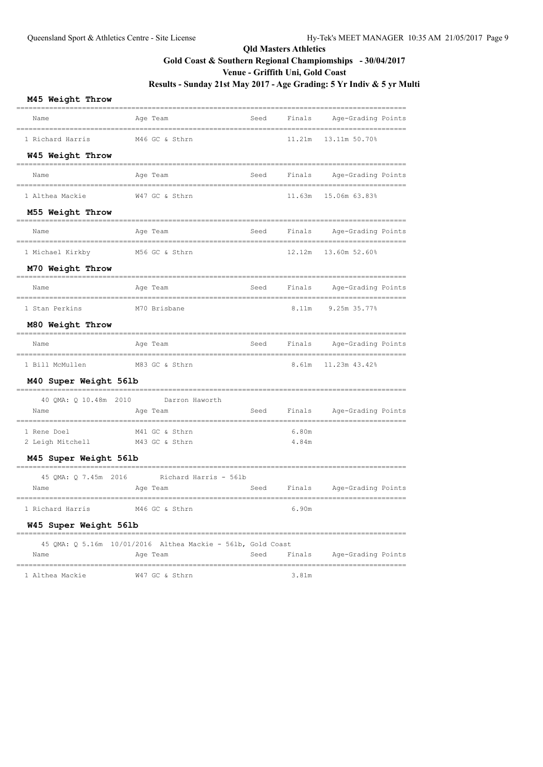**Qld Masters Athletics**

**Gold Coast & Southern Regional Champiomships - 30/04/2017**

**Venue - Griffith Uni, Gold Coast**

**Results - Sunday 21st May 2017 - Age Grading: 5 Yr Indiv & 5 yr Multi**

### M45 Weight Throw

| Name | Age | Team | Seed | Finals | Age-Grading Points |
|---|---|---|---|---|---|
| 1 Richard Harris | M46 | GC & Sthrn | | 11.21m | 13.11m 50.70% |

### W45 Weight Throw

| Name | Age | Team | Seed | Finals | Age-Grading Points |
|---|---|---|---|---|---|
| 1 Althea Mackie | W47 | GC & Sthrn | | 11.63m | 15.06m 63.83% |

### M55 Weight Throw

| Name | Age | Team | Seed | Finals | Age-Grading Points |
|---|---|---|---|---|---|
| 1 Michael Kirkby | M56 | GC & Sthrn | | 12.12m | 13.60m 52.60% |

### M70 Weight Throw

| Name | Age | Team | Seed | Finals | Age-Grading Points |
|---|---|---|---|---|---|
| 1 Stan Perkins | M70 | Brisbane | | 8.11m | 9.25m 35.77% |

### M80 Weight Throw

| Name | Age | Team | Seed | Finals | Age-Grading Points |
|---|---|---|---|---|---|
| 1 Bill McMullen | M83 | GC & Sthrn | | 8.61m | 11.23m 43.42% |

### M40 Super Weight 56lb

40 QMA: Q 10.48m 2010 Darron Haworth

| Name | Age | Team | Seed | Finals | Age-Grading Points |
|---|---|---|---|---|---|
| 1 Rene Doel | M41 | GC & Sthrn | | 6.80m | |
| 2 Leigh Mitchell | M43 | GC & Sthrn | | 4.84m | |

### M45 Super Weight 56lb

45 QMA: Q 7.45m 2016 Richard Harris - 56lb

| Name | Age | Team | Seed | Finals | Age-Grading Points |
|---|---|---|---|---|---|
| 1 Richard Harris | M46 | GC & Sthrn | | 6.90m | |

### W45 Super Weight 56lb

45 QMA: Q 5.16m 10/01/2016 Althea Mackie - 56lb, Gold Coast

| Name | Age | Team | Seed | Finals | Age-Grading Points |
|---|---|---|---|---|---|
| 1 Althea Mackie | W47 | GC & Sthrn | | 3.81m | |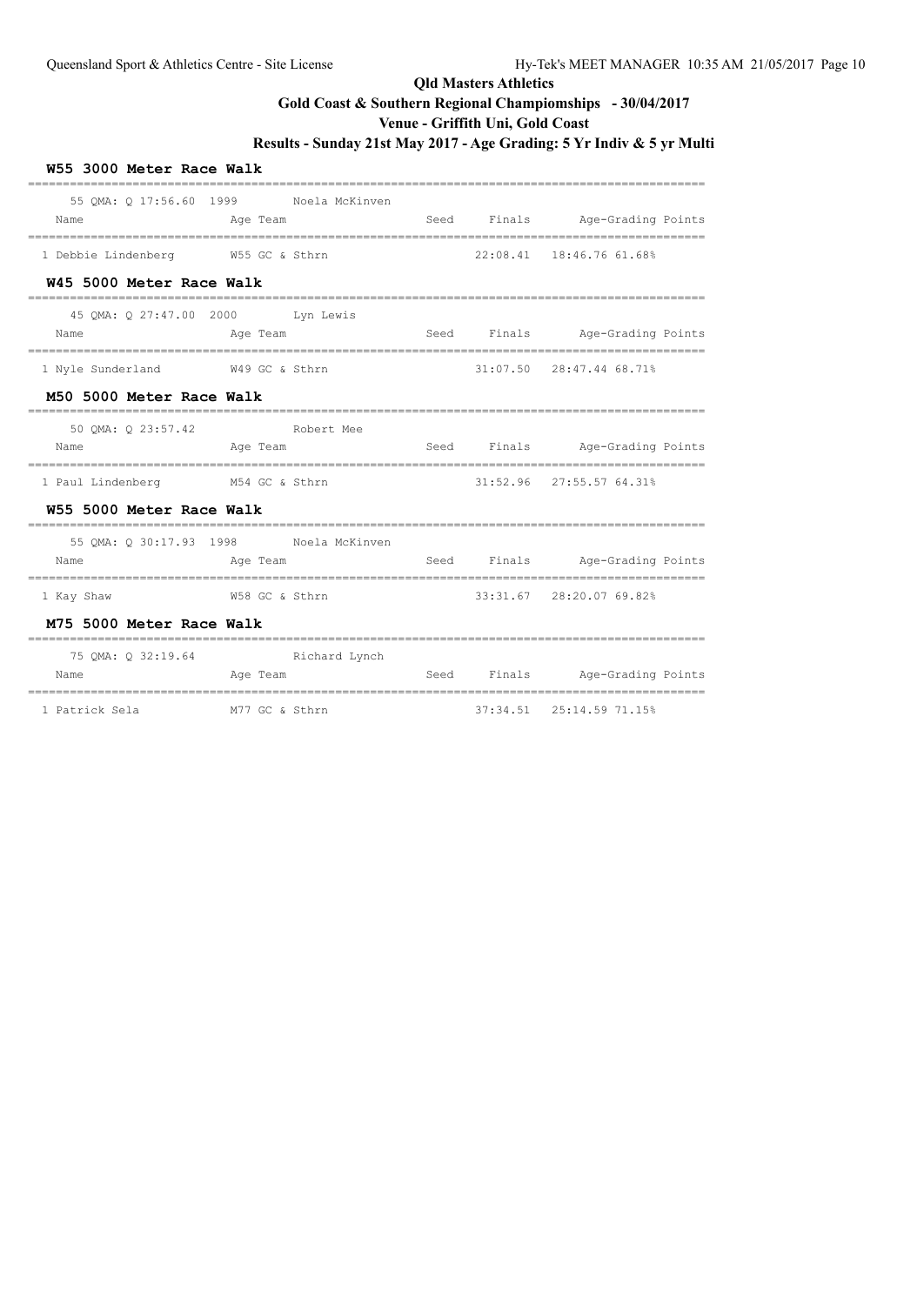**Qld Masters Athletics**

**Gold Coast & Southern Regional Champiomships - 30/04/2017**

**Venue - Griffith Uni, Gold Coast**

**Results - Sunday 21st May 2017 - Age Grading: 5 Yr Indiv & 5 yr Multi**

### W55 3000 Meter Race Walk

55 QMA: Q 17:56.60 1999 Noela McKinven

| Name | Age Team | Seed | Finals | Age-Grading Points |
|---|---|---|---|---|
| 1 Debbie Lindenberg | W55 GC & Sthrn | | 22:08.41 | 18:46.76 61.68% |

### W45 5000 Meter Race Walk

45 QMA: Q 27:47.00 2000 Lyn Lewis

| Name | Age Team | Seed | Finals | Age-Grading Points |
|---|---|---|---|---|
| 1 Nyle Sunderland | W49 GC & Sthrn | | 31:07.50 | 28:47.44 68.71% |

### M50 5000 Meter Race Walk

50 QMA: Q 23:57.42 Robert Mee

| Name | Age Team | Seed | Finals | Age-Grading Points |
|---|---|---|---|---|
| 1 Paul Lindenberg | M54 GC & Sthrn | | 31:52.96 | 27:55.57 64.31% |

### W55 5000 Meter Race Walk

55 QMA: Q 30:17.93 1998 Noela McKinven

| Name | Age Team | Seed | Finals | Age-Grading Points |
|---|---|---|---|---|
| 1 Kay Shaw | W58 GC & Sthrn | | 33:31.67 | 28:20.07 69.82% |

### M75 5000 Meter Race Walk

75 QMA: Q 32:19.64 Richard Lynch

| Name | Age Team | Seed | Finals | Age-Grading Points |
|---|---|---|---|---|
| 1 Patrick Sela | M77 GC & Sthrn | | 37:34.51 | 25:14.59 71.15% |